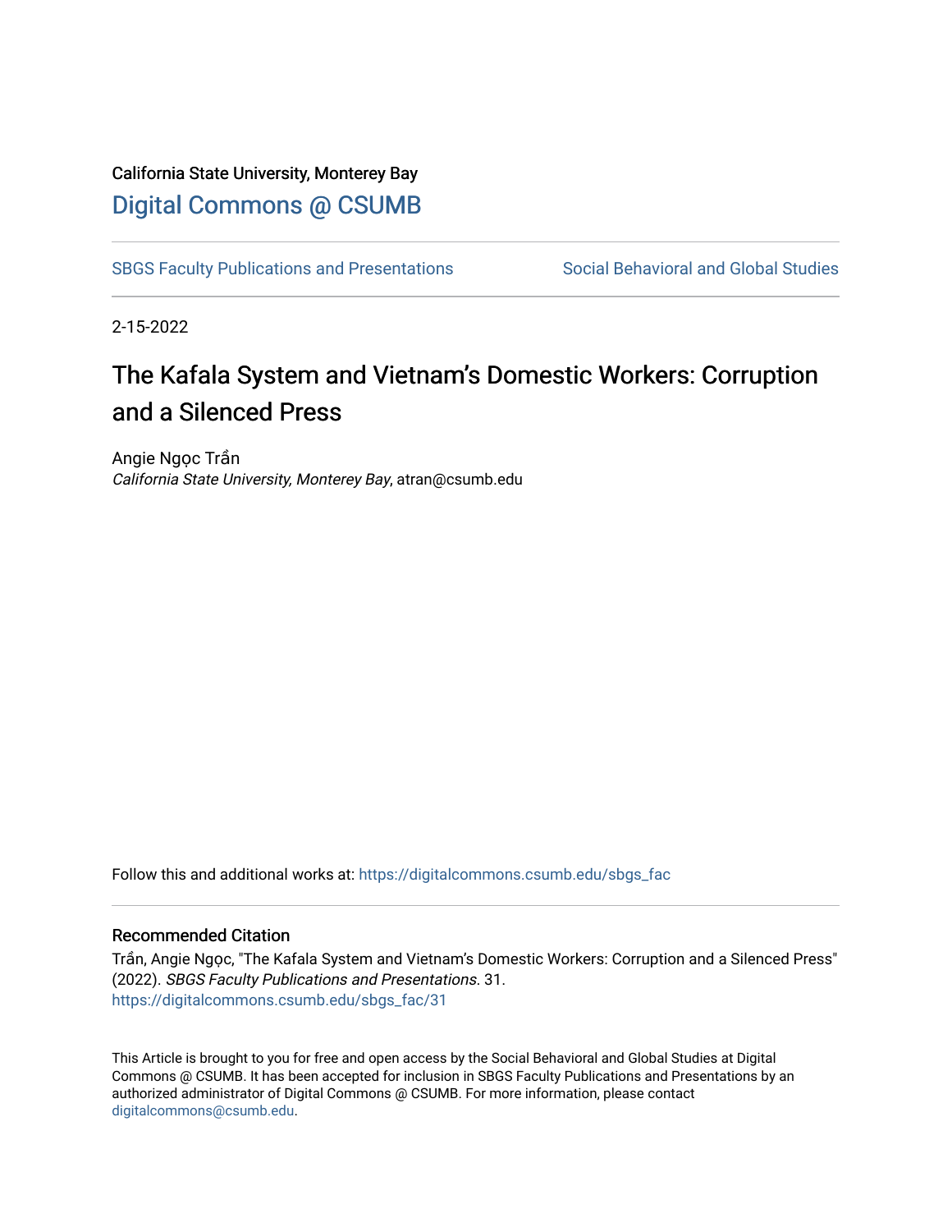California State University, Monterey Bay

# Digital Commons @ CSUMB

SBGS Faculty Publications and Presentations — Social Behavioral and Global Studies

2-15-2022

## The Kafala System and Vietnam’s Domestic Workers: Corruption and a Silenced Press

Angie Ngọc Trần
*California State University, Monterey Bay*, atran@csumb.edu

Follow this and additional works at: https://digitalcommons.csumb.edu/sbgs_fac

### Recommended Citation

Trần, Angie Ngọc, "The Kafala System and Vietnam’s Domestic Workers: Corruption and a Silenced Press" (2022). *SBGS Faculty Publications and Presentations*. 31.
https://digitalcommons.csumb.edu/sbgs_fac/31

This Article is brought to you for free and open access by the Social Behavioral and Global Studies at Digital Commons @ CSUMB. It has been accepted for inclusion in SBGS Faculty Publications and Presentations by an authorized administrator of Digital Commons @ CSUMB. For more information, please contact digitalcommons@csumb.edu.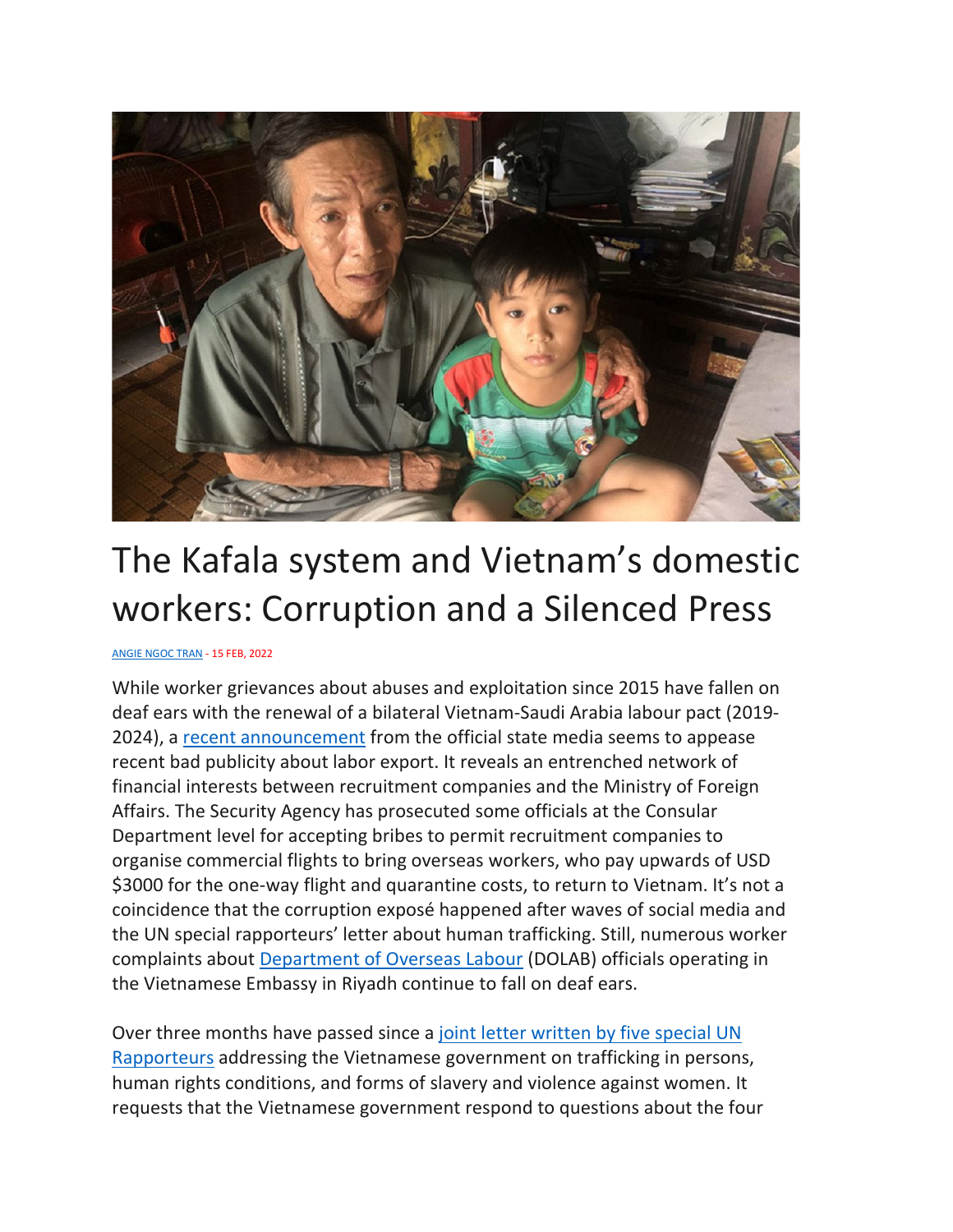# The Kafala system and Vietnam's domestic workers: Corruption and a Silenced Press

ANGIE NGOC TRAN - 15 FEB, 2022

While worker grievances about abuses and exploitation since 2015 have fallen on deaf ears with the renewal of a bilateral Vietnam-Saudi Arabia labour pact (2019-2024), a recent announcement from the official state media seems to appease recent bad publicity about labor export. It reveals an entrenched network of financial interests between recruitment companies and the Ministry of Foreign Affairs. The Security Agency has prosecuted some officials at the Consular Department level for accepting bribes to permit recruitment companies to organise commercial flights to bring overseas workers, who pay upwards of USD $3000 for the one-way flight and quarantine costs, to return to Vietnam. It's not a coincidence that the corruption exposé happened after waves of social media and the UN special rapporteurs' letter about human trafficking. Still, numerous worker complaints about Department of Overseas Labour (DOLAB) officials operating in the Vietnamese Embassy in Riyadh continue to fall on deaf ears.

Over three months have passed since a joint letter written by five special UN Rapporteurs addressing the Vietnamese government on trafficking in persons, human rights conditions, and forms of slavery and violence against women. It requests that the Vietnamese government respond to questions about the four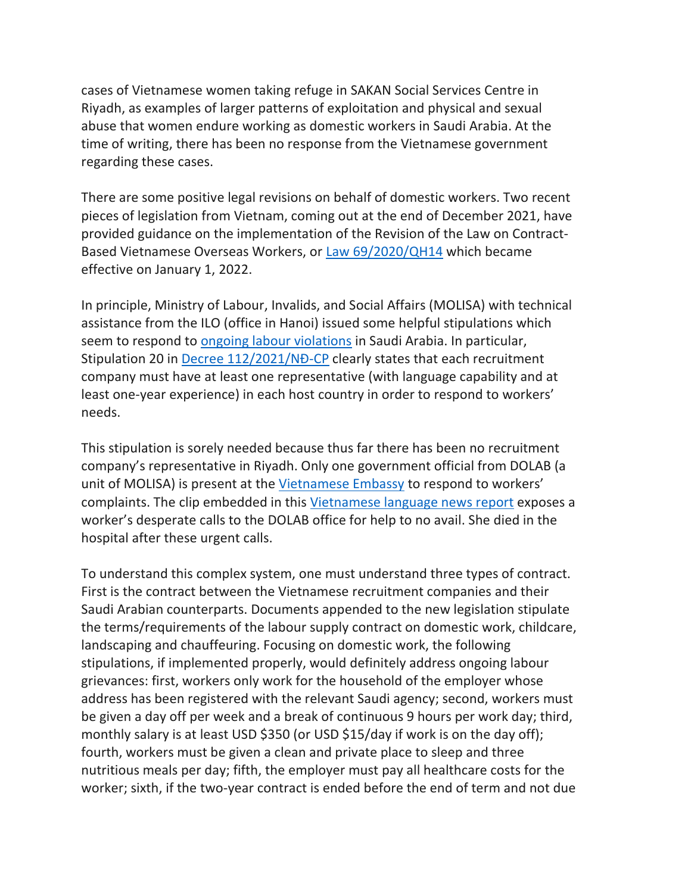cases of Vietnamese women taking refuge in SAKAN Social Services Centre in Riyadh, as examples of larger patterns of exploitation and physical and sexual abuse that women endure working as domestic workers in Saudi Arabia. At the time of writing, there has been no response from the Vietnamese government regarding these cases.

There are some positive legal revisions on behalf of domestic workers. Two recent pieces of legislation from Vietnam, coming out at the end of December 2021, have provided guidance on the implementation of the Revision of the Law on Contract-Based Vietnamese Overseas Workers, or Law 69/2020/QH14 which became effective on January 1, 2022.

In principle, Ministry of Labour, Invalids, and Social Affairs (MOLISA) with technical assistance from the ILO (office in Hanoi) issued some helpful stipulations which seem to respond to ongoing labour violations in Saudi Arabia. In particular, Stipulation 20 in Decree 112/2021/NĐ-CP clearly states that each recruitment company must have at least one representative (with language capability and at least one-year experience) in each host country in order to respond to workers' needs.

This stipulation is sorely needed because thus far there has been no recruitment company's representative in Riyadh. Only one government official from DOLAB (a unit of MOLISA) is present at the Vietnamese Embassy to respond to workers' complaints. The clip embedded in this Vietnamese language news report exposes a worker's desperate calls to the DOLAB office for help to no avail. She died in the hospital after these urgent calls.

To understand this complex system, one must understand three types of contract. First is the contract between the Vietnamese recruitment companies and their Saudi Arabian counterparts. Documents appended to the new legislation stipulate the terms/requirements of the labour supply contract on domestic work, childcare, landscaping and chauffeuring. Focusing on domestic work, the following stipulations, if implemented properly, would definitely address ongoing labour grievances: first, workers only work for the household of the employer whose address has been registered with the relevant Saudi agency; second, workers must be given a day off per week and a break of continuous 9 hours per work day; third, monthly salary is at least USD $350 (or USD $15/day if work is on the day off); fourth, workers must be given a clean and private place to sleep and three nutritious meals per day; fifth, the employer must pay all healthcare costs for the worker; sixth, if the two-year contract is ended before the end of term and not due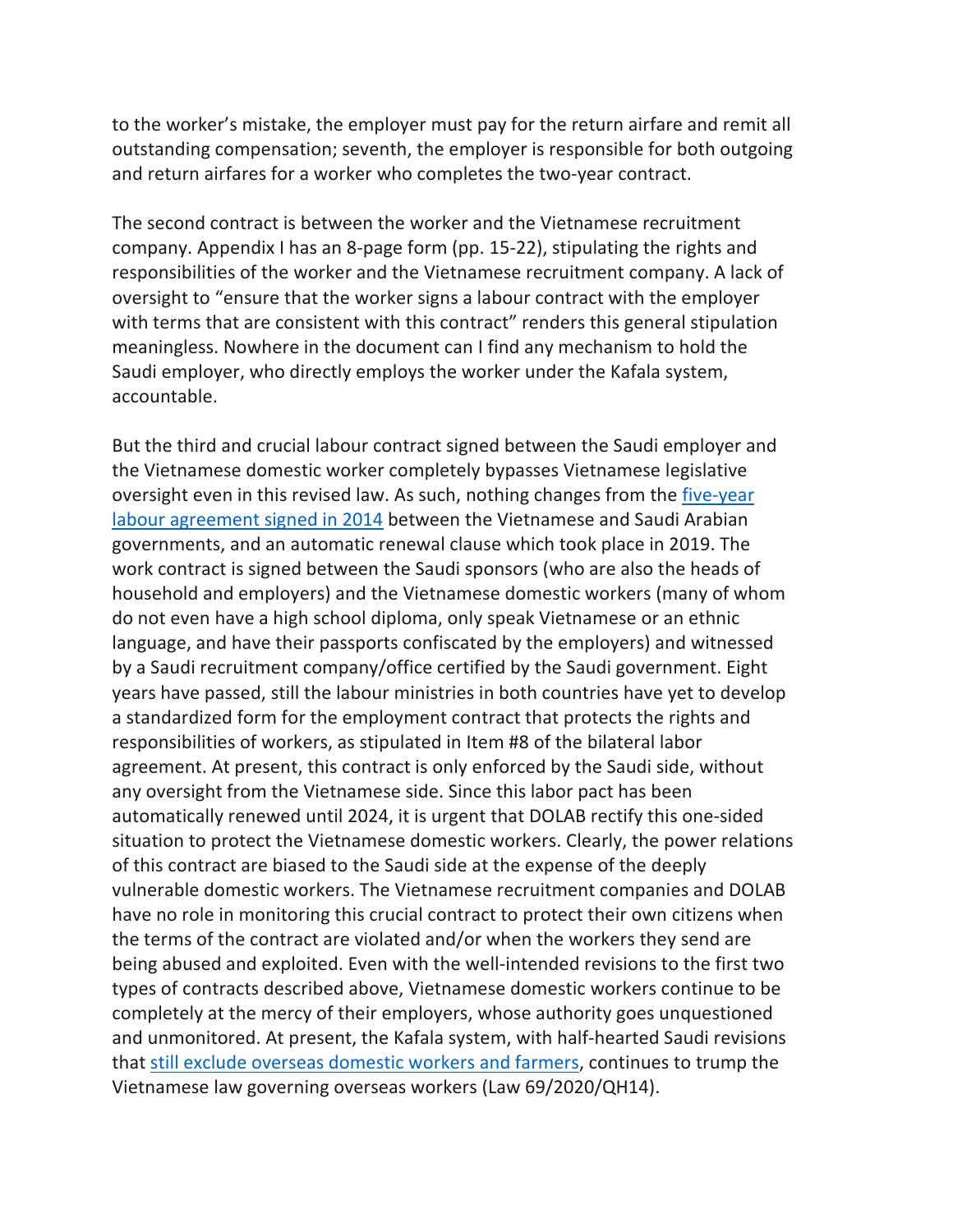to the worker's mistake, the employer must pay for the return airfare and remit all outstanding compensation; seventh, the employer is responsible for both outgoing and return airfares for a worker who completes the two-year contract.

The second contract is between the worker and the Vietnamese recruitment company. Appendix I has an 8-page form (pp. 15-22), stipulating the rights and responsibilities of the worker and the Vietnamese recruitment company. A lack of oversight to "ensure that the worker signs a labour contract with the employer with terms that are consistent with this contract" renders this general stipulation meaningless. Nowhere in the document can I find any mechanism to hold the Saudi employer, who directly employs the worker under the Kafala system, accountable.

But the third and crucial labour contract signed between the Saudi employer and the Vietnamese domestic worker completely bypasses Vietnamese legislative oversight even in this revised law. As such, nothing changes from the five-year labour agreement signed in 2014 between the Vietnamese and Saudi Arabian governments, and an automatic renewal clause which took place in 2019. The work contract is signed between the Saudi sponsors (who are also the heads of household and employers) and the Vietnamese domestic workers (many of whom do not even have a high school diploma, only speak Vietnamese or an ethnic language, and have their passports confiscated by the employers) and witnessed by a Saudi recruitment company/office certified by the Saudi government. Eight years have passed, still the labour ministries in both countries have yet to develop a standardized form for the employment contract that protects the rights and responsibilities of workers, as stipulated in Item #8 of the bilateral labor agreement. At present, this contract is only enforced by the Saudi side, without any oversight from the Vietnamese side. Since this labor pact has been automatically renewed until 2024, it is urgent that DOLAB rectify this one-sided situation to protect the Vietnamese domestic workers. Clearly, the power relations of this contract are biased to the Saudi side at the expense of the deeply vulnerable domestic workers. The Vietnamese recruitment companies and DOLAB have no role in monitoring this crucial contract to protect their own citizens when the terms of the contract are violated and/or when the workers they send are being abused and exploited. Even with the well-intended revisions to the first two types of contracts described above, Vietnamese domestic workers continue to be completely at the mercy of their employers, whose authority goes unquestioned and unmonitored. At present, the Kafala system, with half-hearted Saudi revisions that still exclude overseas domestic workers and farmers, continues to trump the Vietnamese law governing overseas workers (Law 69/2020/QH14).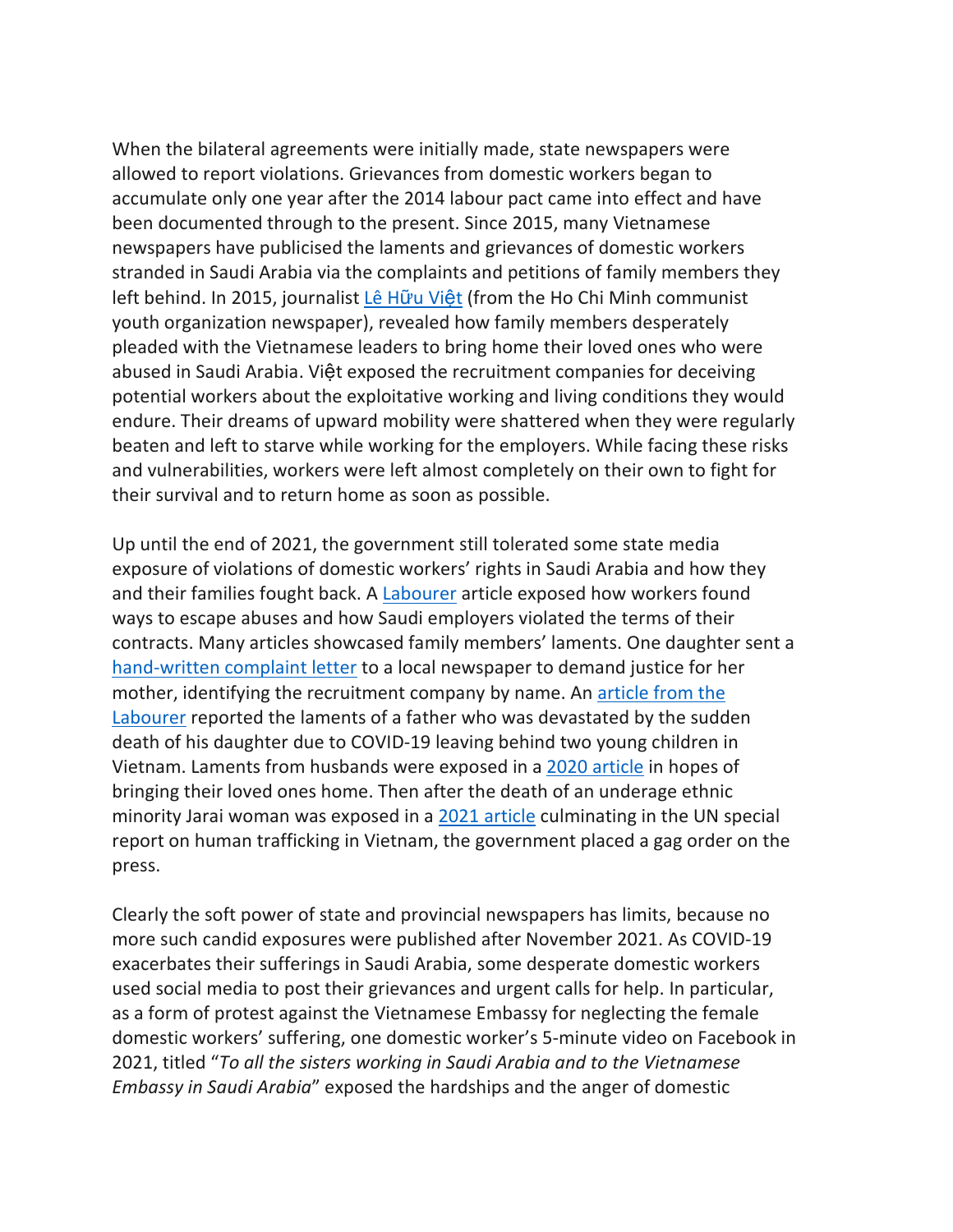When the bilateral agreements were initially made, state newspapers were allowed to report violations. Grievances from domestic workers began to accumulate only one year after the 2014 labour pact came into effect and have been documented through to the present. Since 2015, many Vietnamese newspapers have publicised the laments and grievances of domestic workers stranded in Saudi Arabia via the complaints and petitions of family members they left behind. In 2015, journalist [Lê Hữu Việt]() (from the Ho Chi Minh communist youth organization newspaper), revealed how family members desperately pleaded with the Vietnamese leaders to bring home their loved ones who were abused in Saudi Arabia. Việt exposed the recruitment companies for deceiving potential workers about the exploitative working and living conditions they would endure. Their dreams of upward mobility were shattered when they were regularly beaten and left to starve while working for the employers. While facing these risks and vulnerabilities, workers were left almost completely on their own to fight for their survival and to return home as soon as possible.

Up until the end of 2021, the government still tolerated some state media exposure of violations of domestic workers' rights in Saudi Arabia and how they and their families fought back. A [Labourer]() article exposed how workers found ways to escape abuses and how Saudi employers violated the terms of their contracts. Many articles showcased family members' laments. One daughter sent a [hand-written complaint letter]() to a local newspaper to demand justice for her mother, identifying the recruitment company by name. An [article from the Labourer]() reported the laments of a father who was devastated by the sudden death of his daughter due to COVID-19 leaving behind two young children in Vietnam. Laments from husbands were exposed in a [2020 article]() in hopes of bringing their loved ones home. Then after the death of an underage ethnic minority Jarai woman was exposed in a [2021 article]() culminating in the UN special report on human trafficking in Vietnam, the government placed a gag order on the press.

Clearly the soft power of state and provincial newspapers has limits, because no more such candid exposures were published after November 2021. As COVID-19 exacerbates their sufferings in Saudi Arabia, some desperate domestic workers used social media to post their grievances and urgent calls for help. In particular, as a form of protest against the Vietnamese Embassy for neglecting the female domestic workers' suffering, one domestic worker's 5-minute video on Facebook in 2021, titled "*To all the sisters working in Saudi Arabia and to the Vietnamese Embassy in Saudi Arabia*" exposed the hardships and the anger of domestic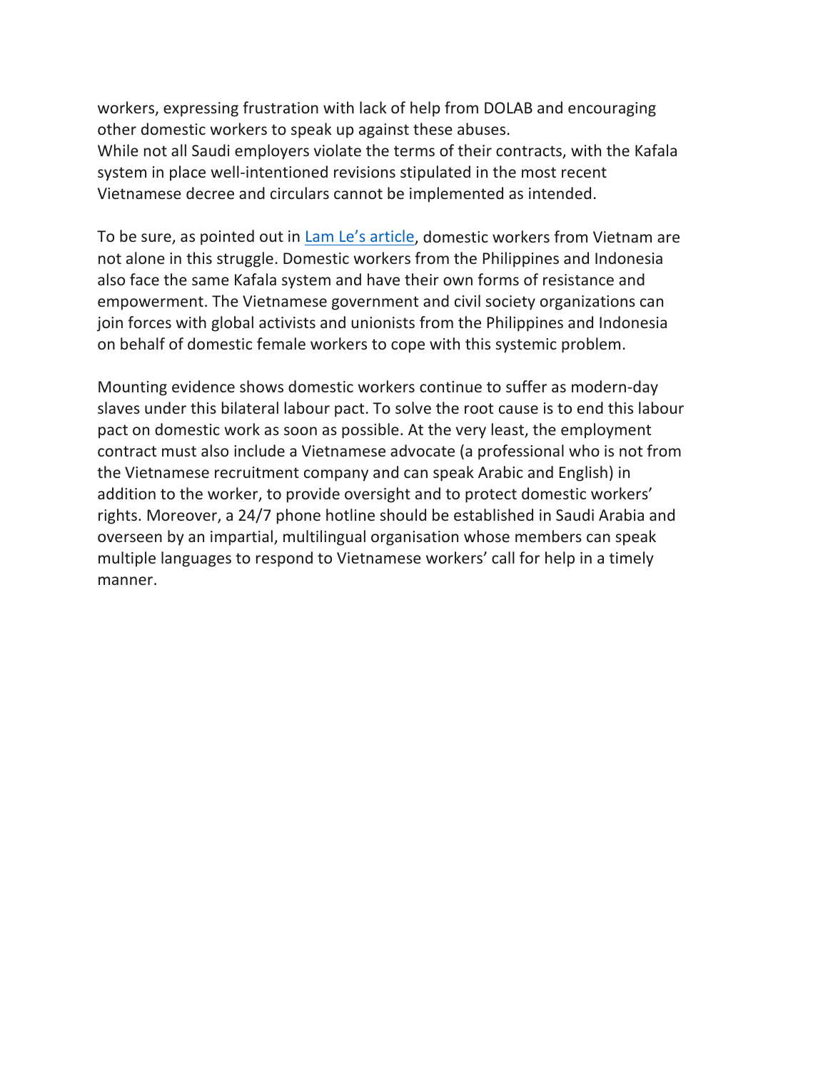workers, expressing frustration with lack of help from DOLAB and encouraging other domestic workers to speak up against these abuses.

While not all Saudi employers violate the terms of their contracts, with the Kafala system in place well-intentioned revisions stipulated in the most recent Vietnamese decree and circulars cannot be implemented as intended.

To be sure, as pointed out in Lam Le's article, domestic workers from Vietnam are not alone in this struggle. Domestic workers from the Philippines and Indonesia also face the same Kafala system and have their own forms of resistance and empowerment. The Vietnamese government and civil society organizations can join forces with global activists and unionists from the Philippines and Indonesia on behalf of domestic female workers to cope with this systemic problem.

Mounting evidence shows domestic workers continue to suffer as modern-day slaves under this bilateral labour pact. To solve the root cause is to end this labour pact on domestic work as soon as possible. At the very least, the employment contract must also include a Vietnamese advocate (a professional who is not from the Vietnamese recruitment company and can speak Arabic and English) in addition to the worker, to provide oversight and to protect domestic workers' rights. Moreover, a 24/7 phone hotline should be established in Saudi Arabia and overseen by an impartial, multilingual organisation whose members can speak multiple languages to respond to Vietnamese workers' call for help in a timely manner.